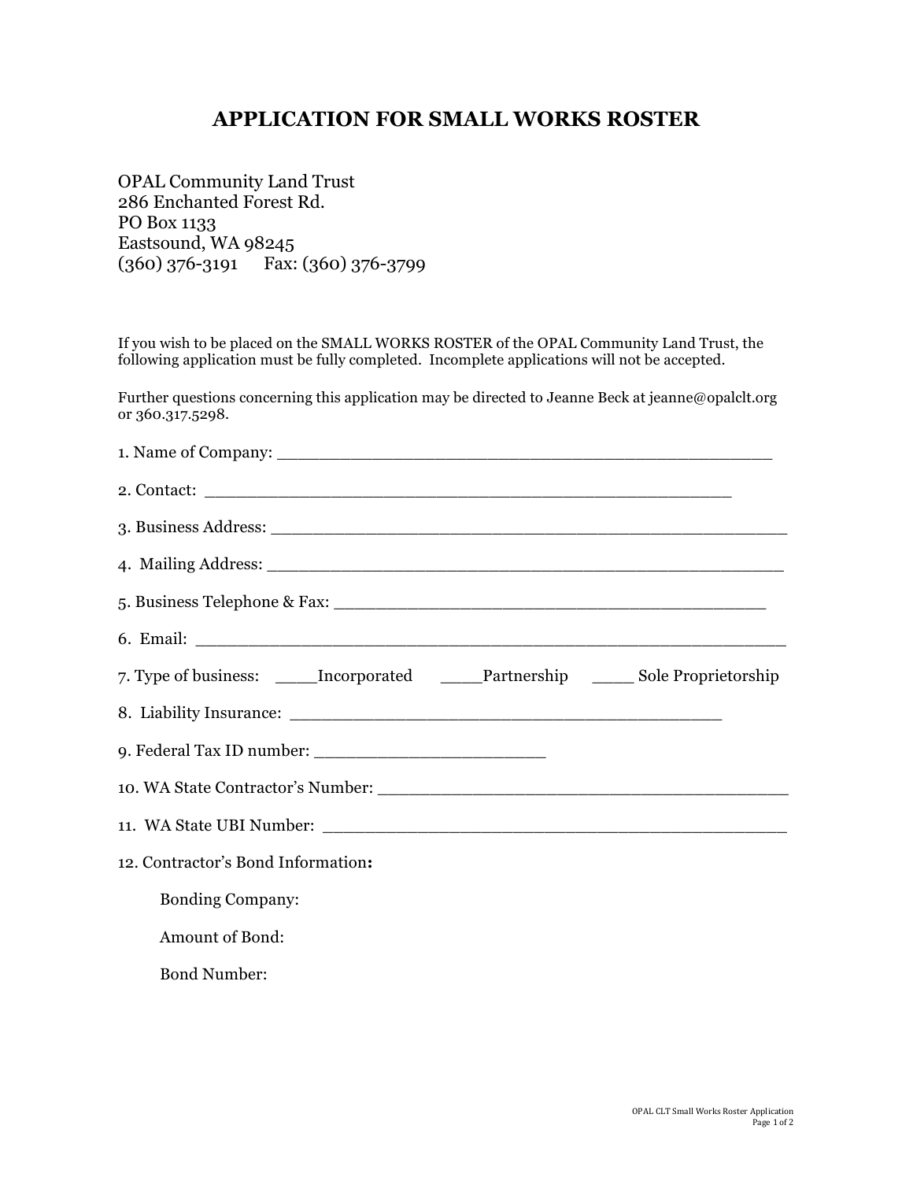# APPLICATION FOR SMALL WORKS ROSTER

OPAL Community Land Trust
286 Enchanted Forest Rd.
PO Box 1133
Eastsound, WA 98245
(360) 376-3191 Fax: (360) 376-3799

If you wish to be placed on the SMALL WORKS ROSTER of the OPAL Community Land Trust, the following application must be fully completed. Incomplete applications will not be accepted.

Further questions concerning this application may be directed to Jeanne Beck at jeanne@opalclt.org or 360.317.5298.

1. Name of Company: ________________________________________________

2. Contact: ____________________________________________________

3. Business Address: ______________________________________________

4. Mailing Address: _______________________________________________

5. Business Telephone & Fax: _________________________________________

6. Email: ______________________________________________________

7. Type of business: ____Incorporated ____Partnership ____ Sole Proprietorship

8. Liability Insurance: ___________________________________________

9. Federal Tax ID number: ______________________

10. WA State Contractor's Number: _______________________________________

11. WA State UBI Number: ______________________________________________

12. Contractor's Bond Information:

Bonding Company:

Amount of Bond:

Bond Number: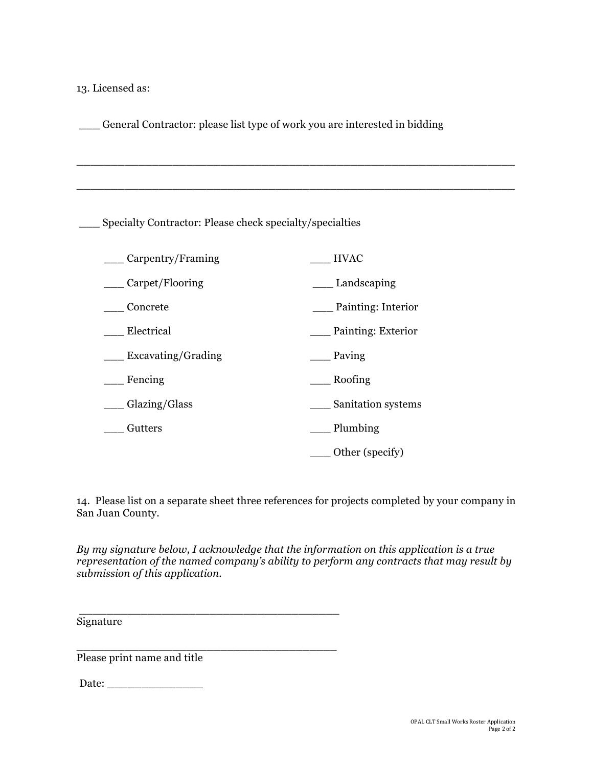13. Licensed as:

___ General Contractor: please list type of work you are interested in bidding

_______________________________________________________________

_______________________________________________________________

___ Specialty Contractor: Please check specialty/specialties

___ Carpentry/Framing

___ Carpet/Flooring

___ Concrete

___ Electrical

___ Excavating/Grading

___ Fencing

___ Glazing/Glass

___ Gutters

___ HVAC

___ Landscaping

___ Painting: Interior

___ Painting: Exterior

___ Paving

___ Roofing

___ Sanitation systems

___ Plumbing

___ Other (specify)

14. Please list on a separate sheet three references for projects completed by your company in San Juan County.

*By my signature below, I acknowledge that the information on this application is a true representation of the named company's ability to perform any contracts that may result by submission of this application.*

_____________________________________

Signature

_____________________________________

Please print name and title

Date: _______________

OPAL CLT Small Works Roster Application